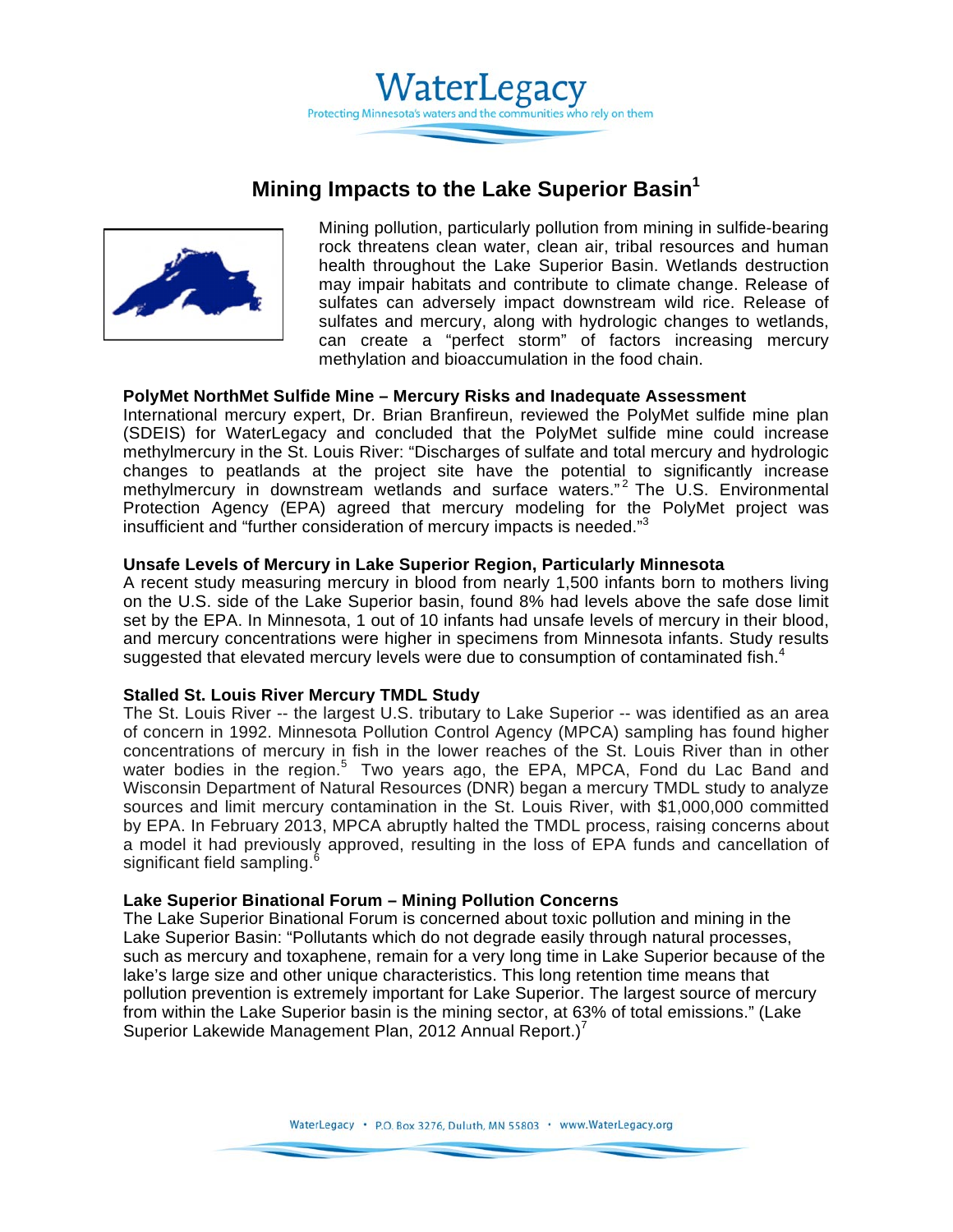WaterLegacy

Protecting Minnesota's waters and the communities who rely on them

# Mining Impacts to the Lake Superior Basin[1]

Mining pollution, particularly pollution from mining in sulfide-bearing rock threatens clean water, clean air, tribal resources and human health throughout the Lake Superior Basin. Wetlands destruction may impair habitats and contribute to climate change. Release of sulfates can adversely impact downstream wild rice. Release of sulfates and mercury, along with hydrologic changes to wetlands, can create a "perfect storm" of factors increasing mercury methylation and bioaccumulation in the food chain.

**PolyMet NorthMet Sulfide Mine – Mercury Risks and Inadequate Assessment**

International mercury expert, Dr. Brian Branfireun, reviewed the PolyMet sulfide mine plan (SDEIS) for WaterLegacy and concluded that the PolyMet sulfide mine could increase methylmercury in the St. Louis River: "Discharges of sulfate and total mercury and hydrologic changes to peatlands at the project site have the potential to significantly increase methylmercury in downstream wetlands and surface waters."[2] The U.S. Environmental Protection Agency (EPA) agreed that mercury modeling for the PolyMet project was insufficient and "further consideration of mercury impacts is needed."[3]

**Unsafe Levels of Mercury in Lake Superior Region, Particularly Minnesota**

A recent study measuring mercury in blood from nearly 1,500 infants born to mothers living on the U.S. side of the Lake Superior basin, found 8% had levels above the safe dose limit set by the EPA. In Minnesota, 1 out of 10 infants had unsafe levels of mercury in their blood, and mercury concentrations were higher in specimens from Minnesota infants. Study results suggested that elevated mercury levels were due to consumption of contaminated fish.[4]

**Stalled St. Louis River Mercury TMDL Study**

The St. Louis River -- the largest U.S. tributary to Lake Superior -- was identified as an area of concern in 1992. Minnesota Pollution Control Agency (MPCA) sampling has found higher concentrations of mercury in fish in the lower reaches of the St. Louis River than in other water bodies in the region.[5] Two years ago, the EPA, MPCA, Fond du Lac Band and Wisconsin Department of Natural Resources (DNR) began a mercury TMDL study to analyze sources and limit mercury contamination in the St. Louis River, with $1,000,000 committed by EPA. In February 2013, MPCA abruptly halted the TMDL process, raising concerns about a model it had previously approved, resulting in the loss of EPA funds and cancellation of significant field sampling.[6]

**Lake Superior Binational Forum – Mining Pollution Concerns**

The Lake Superior Binational Forum is concerned about toxic pollution and mining in the Lake Superior Basin: "Pollutants which do not degrade easily through natural processes, such as mercury and toxaphene, remain for a very long time in Lake Superior because of the lake's large size and other unique characteristics. This long retention time means that pollution prevention is extremely important for Lake Superior. The largest source of mercury from within the Lake Superior basin is the mining sector, at 63% of total emissions." (Lake Superior Lakewide Management Plan, 2012 Annual Report.)[7]

WaterLegacy • P.O. Box 3276, Duluth, MN 55803 • www.WaterLegacy.org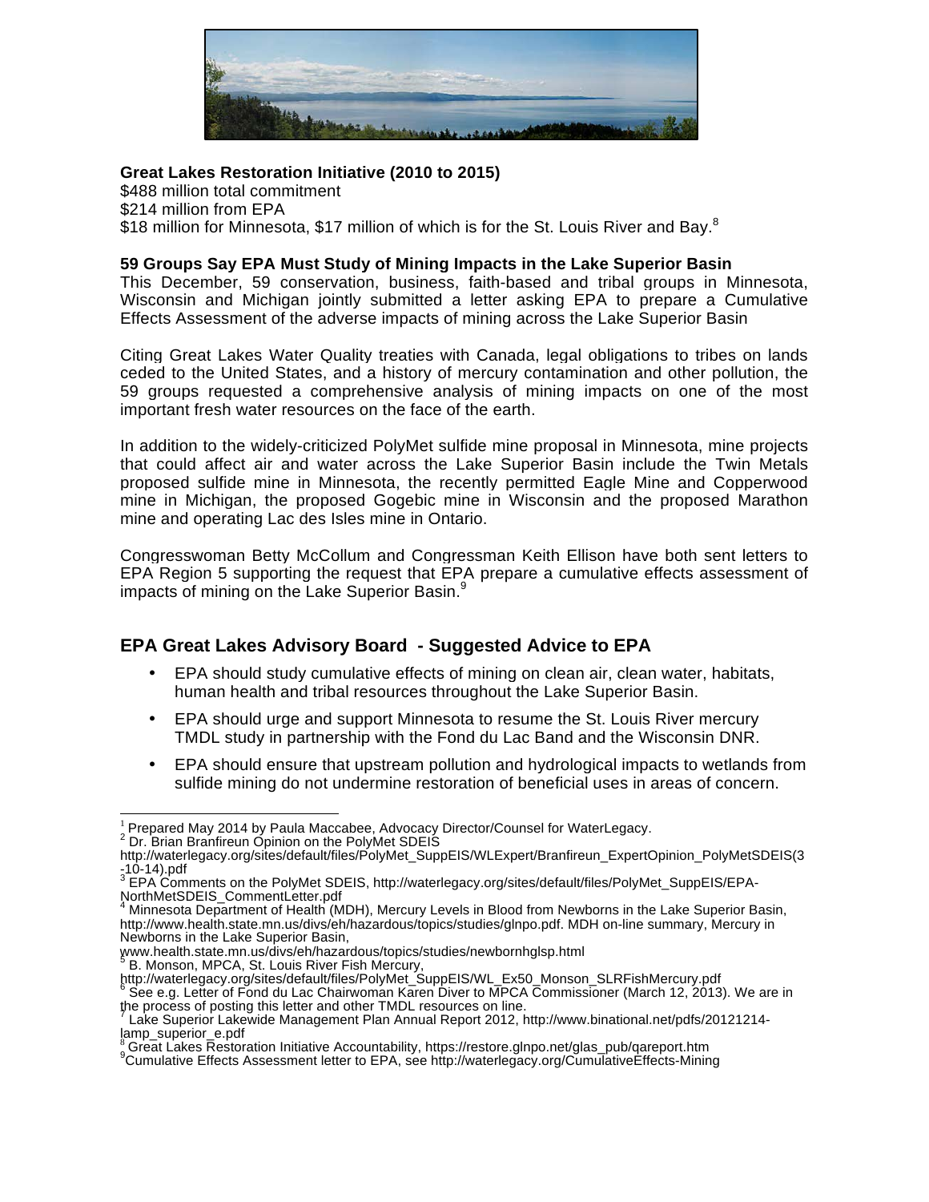**Great Lakes Restoration Initiative (2010 to 2015)**
$488 million total commitment
$214 million from EPA
$18 million for Minnesota, $17 million of which is for the St. Louis River and Bay.[8]

**59 Groups Say EPA Must Study of Mining Impacts in the Lake Superior Basin**
This December, 59 conservation, business, faith-based and tribal groups in Minnesota, Wisconsin and Michigan jointly submitted a letter asking EPA to prepare a Cumulative Effects Assessment of the adverse impacts of mining across the Lake Superior Basin

Citing Great Lakes Water Quality treaties with Canada, legal obligations to tribes on lands ceded to the United States, and a history of mercury contamination and other pollution, the 59 groups requested a comprehensive analysis of mining impacts on one of the most important fresh water resources on the face of the earth.

In addition to the widely-criticized PolyMet sulfide mine proposal in Minnesota, mine projects that could affect air and water across the Lake Superior Basin include the Twin Metals proposed sulfide mine in Minnesota, the recently permitted Eagle Mine and Copperwood mine in Michigan, the proposed Gogebic mine in Wisconsin and the proposed Marathon mine and operating Lac des Isles mine in Ontario.

Congresswoman Betty McCollum and Congressman Keith Ellison have both sent letters to EPA Region 5 supporting the request that EPA prepare a cumulative effects assessment of impacts of mining on the Lake Superior Basin.[9]

## EPA Great Lakes Advisory Board - Suggested Advice to EPA

- EPA should study cumulative effects of mining on clean air, clean water, habitats, human health and tribal resources throughout the Lake Superior Basin.
- EPA should urge and support Minnesota to resume the St. Louis River mercury TMDL study in partnership with the Fond du Lac Band and the Wisconsin DNR.
- EPA should ensure that upstream pollution and hydrological impacts to wetlands from sulfide mining do not undermine restoration of beneficial uses in areas of concern.

---

[1] Prepared May 2014 by Paula Maccabee, Advocacy Director/Counsel for WaterLegacy.
[2] Dr. Brian Branfireun Opinion on the PolyMet SDEIS http://waterlegacy.org/sites/default/files/PolyMet_SuppEIS/WLExpert/Branfireun_ExpertOpinion_PolyMetSDEIS(3-10-14).pdf
[3] EPA Comments on the PolyMet SDEIS, http://waterlegacy.org/sites/default/files/PolyMet_SuppEIS/EPA-NorthMetSDEIS_CommentLetter.pdf
[4] Minnesota Department of Health (MDH), Mercury Levels in Blood from Newborns in the Lake Superior Basin, http://www.health.state.mn.us/divs/eh/hazardous/topics/studies/glnpo.pdf. MDH on-line summary, Mercury in Newborns in the Lake Superior Basin, www.health.state.mn.us/divs/eh/hazardous/topics/studies/newbornhglsp.html
[5] B. Monson, MPCA, St. Louis River Fish Mercury, http://waterlegacy.org/sites/default/files/PolyMet_SuppEIS/WL_Ex50_Monson_SLRFishMercury.pdf
[6] See e.g. Letter of Fond du Lac Chairwoman Karen Diver to MPCA Commissioner (March 12, 2013). We are in the process of posting this letter and other TMDL resources on line.
[7] Lake Superior Lakewide Management Plan Annual Report 2012, http://www.binational.net/pdfs/20121214-lamp_superior_e.pdf
[8] Great Lakes Restoration Initiative Accountability, https://restore.glnpo.net/glas_pub/qareport.htm
[9] Cumulative Effects Assessment letter to EPA, see http://waterlegacy.org/CumulativeEffects-Mining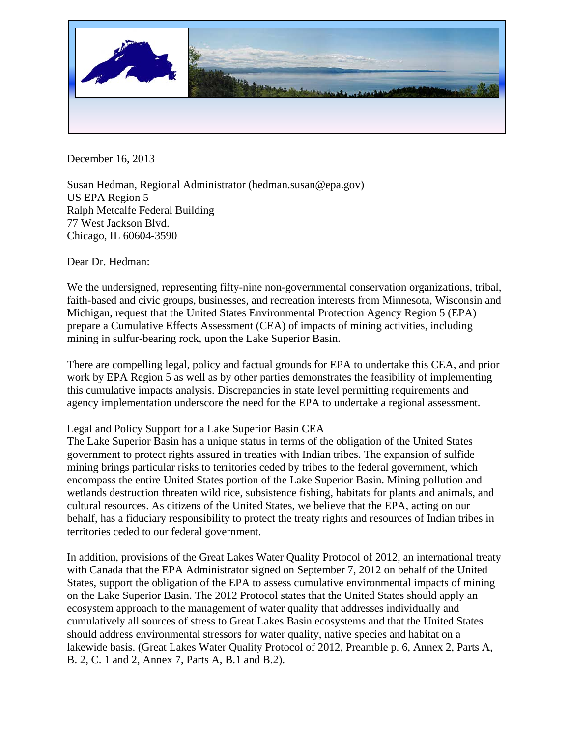December 16, 2013

Susan Hedman, Regional Administrator (hedman.susan@epa.gov)
US EPA Region 5
Ralph Metcalfe Federal Building
77 West Jackson Blvd.
Chicago, IL 60604-3590

Dear Dr. Hedman:

We the undersigned, representing fifty-nine non-governmental conservation organizations, tribal, faith-based and civic groups, businesses, and recreation interests from Minnesota, Wisconsin and Michigan, request that the United States Environmental Protection Agency Region 5 (EPA) prepare a Cumulative Effects Assessment (CEA) of impacts of mining activities, including mining in sulfur-bearing rock, upon the Lake Superior Basin.

There are compelling legal, policy and factual grounds for EPA to undertake this CEA, and prior work by EPA Region 5 as well as by other parties demonstrates the feasibility of implementing this cumulative impacts analysis. Discrepancies in state level permitting requirements and agency implementation underscore the need for the EPA to undertake a regional assessment.

Legal and Policy Support for a Lake Superior Basin CEA

The Lake Superior Basin has a unique status in terms of the obligation of the United States government to protect rights assured in treaties with Indian tribes. The expansion of sulfide mining brings particular risks to territories ceded by tribes to the federal government, which encompass the entire United States portion of the Lake Superior Basin. Mining pollution and wetlands destruction threaten wild rice, subsistence fishing, habitats for plants and animals, and cultural resources. As citizens of the United States, we believe that the EPA, acting on our behalf, has a fiduciary responsibility to protect the treaty rights and resources of Indian tribes in territories ceded to our federal government.

In addition, provisions of the Great Lakes Water Quality Protocol of 2012, an international treaty with Canada that the EPA Administrator signed on September 7, 2012 on behalf of the United States, support the obligation of the EPA to assess cumulative environmental impacts of mining on the Lake Superior Basin. The 2012 Protocol states that the United States should apply an ecosystem approach to the management of water quality that addresses individually and cumulatively all sources of stress to Great Lakes Basin ecosystems and that the United States should address environmental stressors for water quality, native species and habitat on a lakewide basis. (Great Lakes Water Quality Protocol of 2012, Preamble p. 6, Annex 2, Parts A, B. 2, C. 1 and 2, Annex 7, Parts A, B.1 and B.2).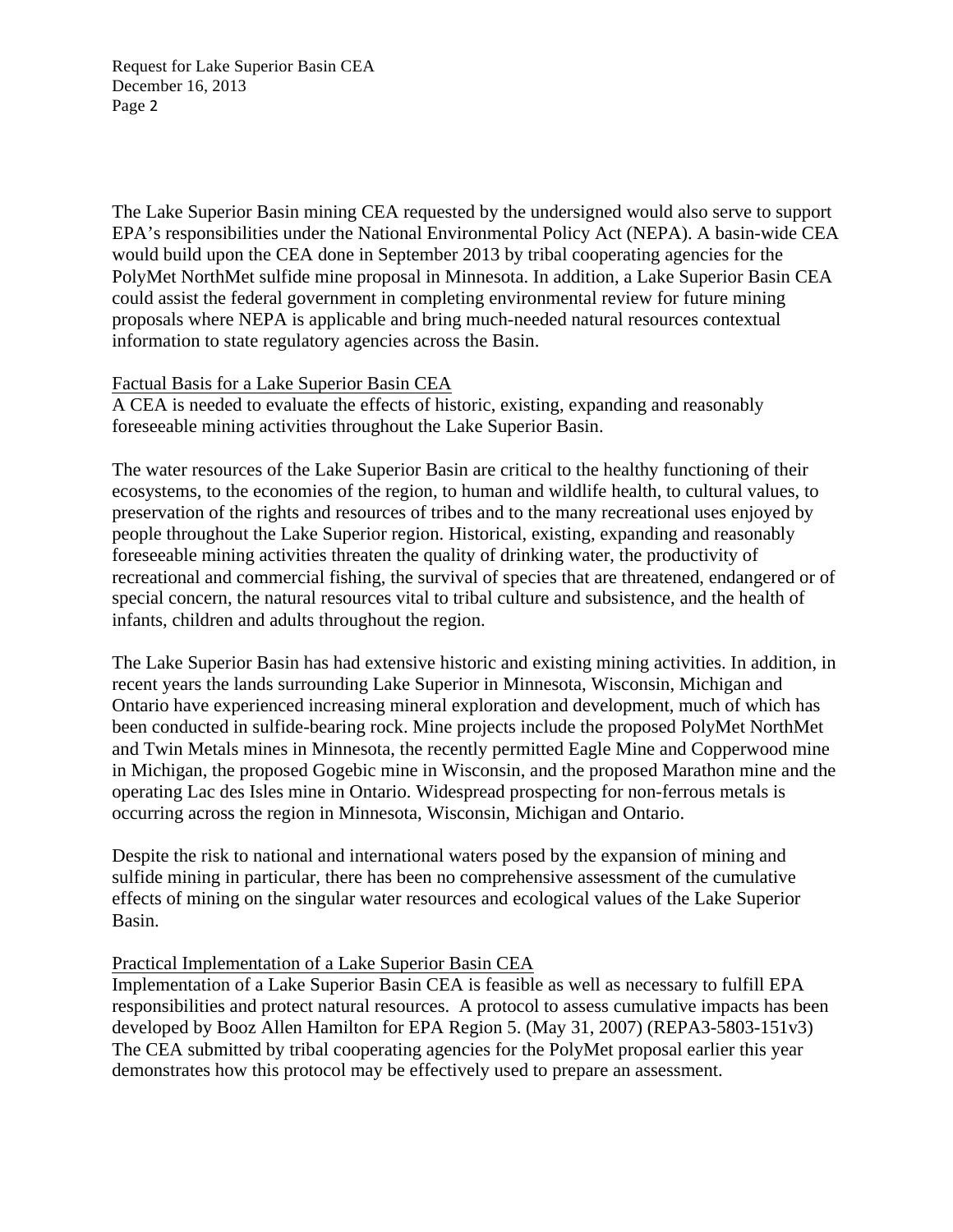The Lake Superior Basin mining CEA requested by the undersigned would also serve to support EPA's responsibilities under the National Environmental Policy Act (NEPA). A basin-wide CEA would build upon the CEA done in September 2013 by tribal cooperating agencies for the PolyMet NorthMet sulfide mine proposal in Minnesota. In addition, a Lake Superior Basin CEA could assist the federal government in completing environmental review for future mining proposals where NEPA is applicable and bring much-needed natural resources contextual information to state regulatory agencies across the Basin.

Factual Basis for a Lake Superior Basin CEA

A CEA is needed to evaluate the effects of historic, existing, expanding and reasonably foreseeable mining activities throughout the Lake Superior Basin.

The water resources of the Lake Superior Basin are critical to the healthy functioning of their ecosystems, to the economies of the region, to human and wildlife health, to cultural values, to preservation of the rights and resources of tribes and to the many recreational uses enjoyed by people throughout the Lake Superior region. Historical, existing, expanding and reasonably foreseeable mining activities threaten the quality of drinking water, the productivity of recreational and commercial fishing, the survival of species that are threatened, endangered or of special concern, the natural resources vital to tribal culture and subsistence, and the health of infants, children and adults throughout the region.

The Lake Superior Basin has had extensive historic and existing mining activities. In addition, in recent years the lands surrounding Lake Superior in Minnesota, Wisconsin, Michigan and Ontario have experienced increasing mineral exploration and development, much of which has been conducted in sulfide-bearing rock. Mine projects include the proposed PolyMet NorthMet and Twin Metals mines in Minnesota, the recently permitted Eagle Mine and Copperwood mine in Michigan, the proposed Gogebic mine in Wisconsin, and the proposed Marathon mine and the operating Lac des Isles mine in Ontario. Widespread prospecting for non-ferrous metals is occurring across the region in Minnesota, Wisconsin, Michigan and Ontario.

Despite the risk to national and international waters posed by the expansion of mining and sulfide mining in particular, there has been no comprehensive assessment of the cumulative effects of mining on the singular water resources and ecological values of the Lake Superior Basin.

Practical Implementation of a Lake Superior Basin CEA

Implementation of a Lake Superior Basin CEA is feasible as well as necessary to fulfill EPA responsibilities and protect natural resources. A protocol to assess cumulative impacts has been developed by Booz Allen Hamilton for EPA Region 5. (May 31, 2007) (REPA3-5803-151v3) The CEA submitted by tribal cooperating agencies for the PolyMet proposal earlier this year demonstrates how this protocol may be effectively used to prepare an assessment.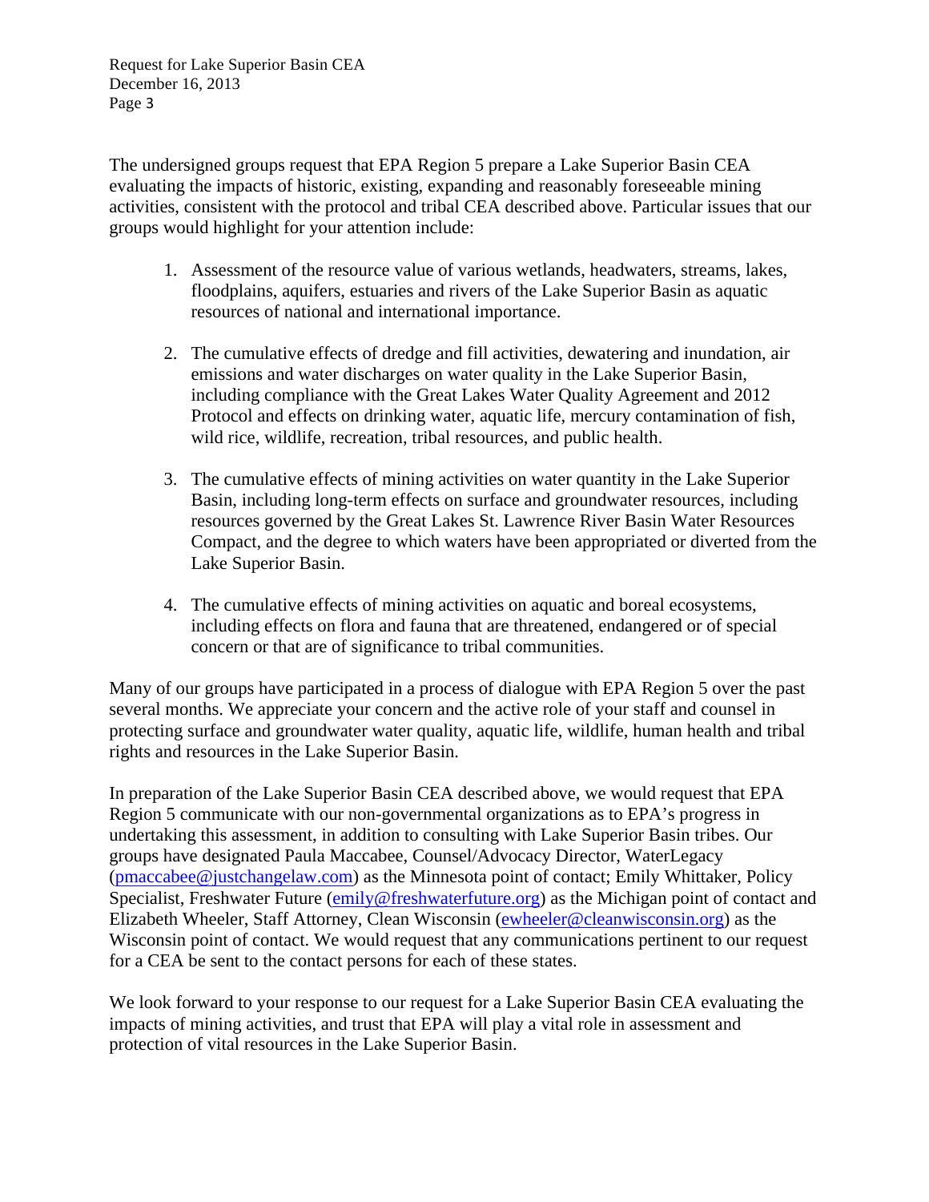The undersigned groups request that EPA Region 5 prepare a Lake Superior Basin CEA evaluating the impacts of historic, existing, expanding and reasonably foreseeable mining activities, consistent with the protocol and tribal CEA described above. Particular issues that our groups would highlight for your attention include:

1. Assessment of the resource value of various wetlands, headwaters, streams, lakes, floodplains, aquifers, estuaries and rivers of the Lake Superior Basin as aquatic resources of national and international importance.

2. The cumulative effects of dredge and fill activities, dewatering and inundation, air emissions and water discharges on water quality in the Lake Superior Basin, including compliance with the Great Lakes Water Quality Agreement and 2012 Protocol and effects on drinking water, aquatic life, mercury contamination of fish, wild rice, wildlife, recreation, tribal resources, and public health.

3. The cumulative effects of mining activities on water quantity in the Lake Superior Basin, including long-term effects on surface and groundwater resources, including resources governed by the Great Lakes St. Lawrence River Basin Water Resources Compact, and the degree to which waters have been appropriated or diverted from the Lake Superior Basin.

4. The cumulative effects of mining activities on aquatic and boreal ecosystems, including effects on flora and fauna that are threatened, endangered or of special concern or that are of significance to tribal communities.

Many of our groups have participated in a process of dialogue with EPA Region 5 over the past several months. We appreciate your concern and the active role of your staff and counsel in protecting surface and groundwater water quality, aquatic life, wildlife, human health and tribal rights and resources in the Lake Superior Basin.

In preparation of the Lake Superior Basin CEA described above, we would request that EPA Region 5 communicate with our non-governmental organizations as to EPA's progress in undertaking this assessment, in addition to consulting with Lake Superior Basin tribes. Our groups have designated Paula Maccabee, Counsel/Advocacy Director, WaterLegacy (pmaccabee@justchangelaw.com) as the Minnesota point of contact; Emily Whittaker, Policy Specialist, Freshwater Future (emily@freshwaterfuture.org) as the Michigan point of contact and Elizabeth Wheeler, Staff Attorney, Clean Wisconsin (ewheeler@cleanwisconsin.org) as the Wisconsin point of contact. We would request that any communications pertinent to our request for a CEA be sent to the contact persons for each of these states.

We look forward to your response to our request for a Lake Superior Basin CEA evaluating the impacts of mining activities, and trust that EPA will play a vital role in assessment and protection of vital resources in the Lake Superior Basin.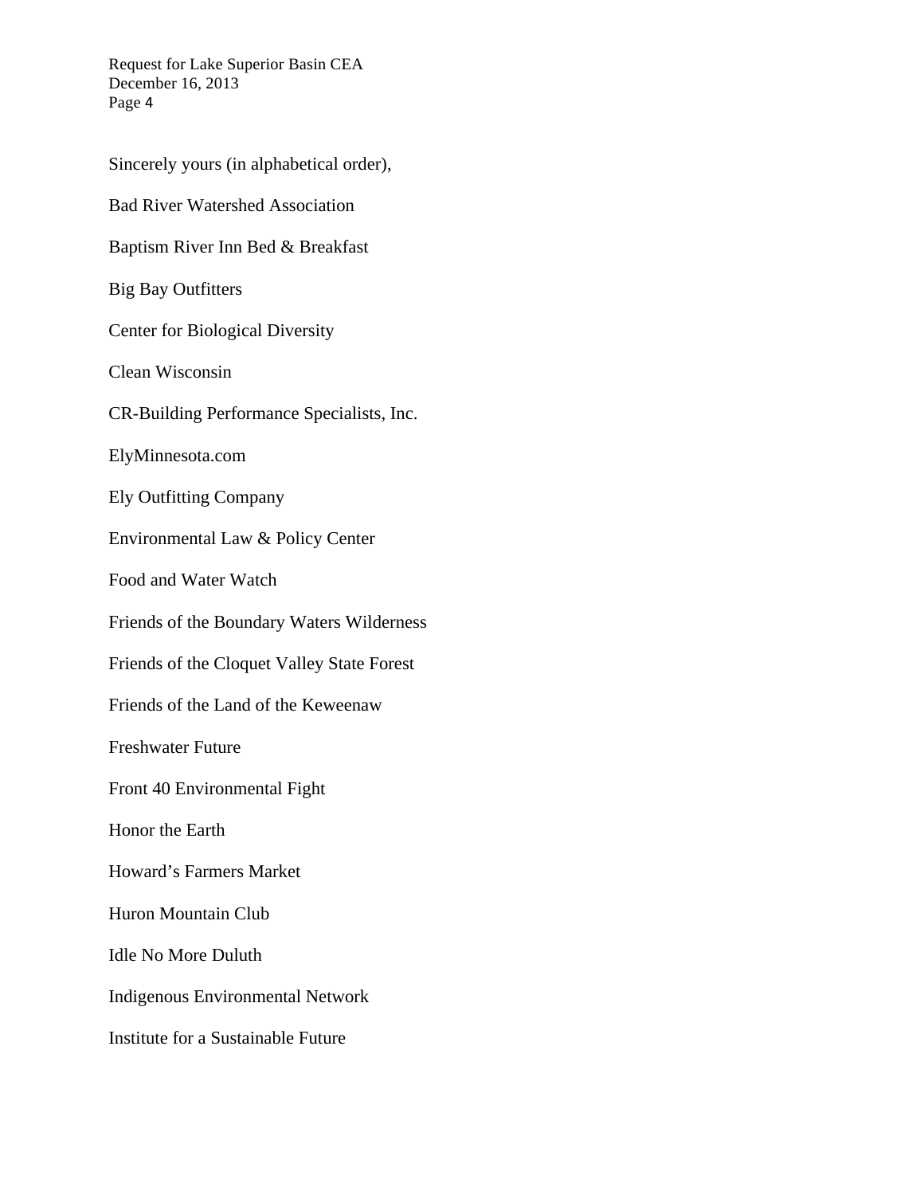Sincerely yours (in alphabetical order),

Bad River Watershed Association

Baptism River Inn Bed & Breakfast

Big Bay Outfitters

Center for Biological Diversity

Clean Wisconsin

CR-Building Performance Specialists, Inc.

ElyMinnesota.com

Ely Outfitting Company

Environmental Law & Policy Center

Food and Water Watch

Friends of the Boundary Waters Wilderness

Friends of the Cloquet Valley State Forest

Friends of the Land of the Keweenaw

Freshwater Future

Front 40 Environmental Fight

Honor the Earth

Howard's Farmers Market

Huron Mountain Club

Idle No More Duluth

Indigenous Environmental Network

Institute for a Sustainable Future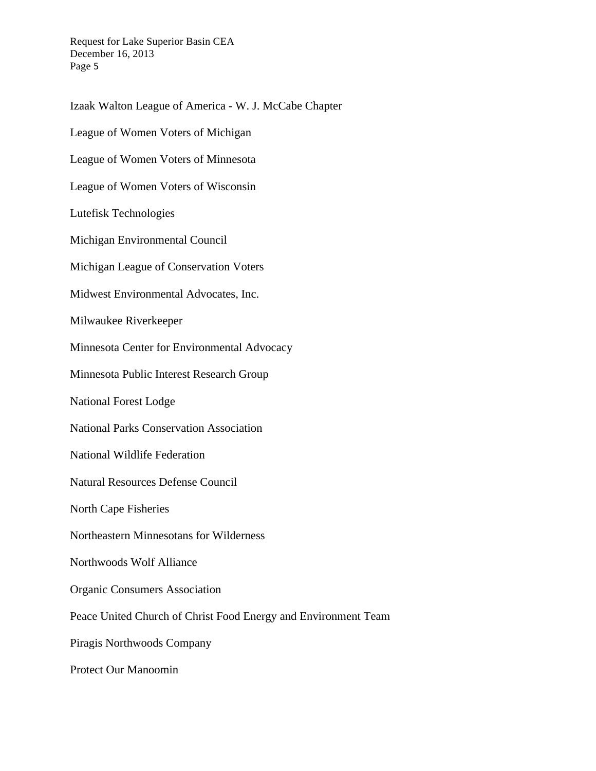Izaak Walton League of America - W. J. McCabe Chapter

League of Women Voters of Michigan

League of Women Voters of Minnesota

League of Women Voters of Wisconsin

Lutefisk Technologies

Michigan Environmental Council

Michigan League of Conservation Voters

Midwest Environmental Advocates, Inc.

Milwaukee Riverkeeper

Minnesota Center for Environmental Advocacy

Minnesota Public Interest Research Group

National Forest Lodge

National Parks Conservation Association

National Wildlife Federation

Natural Resources Defense Council

North Cape Fisheries

Northeastern Minnesotans for Wilderness

Northwoods Wolf Alliance

Organic Consumers Association

Peace United Church of Christ Food Energy and Environment Team

Piragis Northwoods Company

Protect Our Manoomin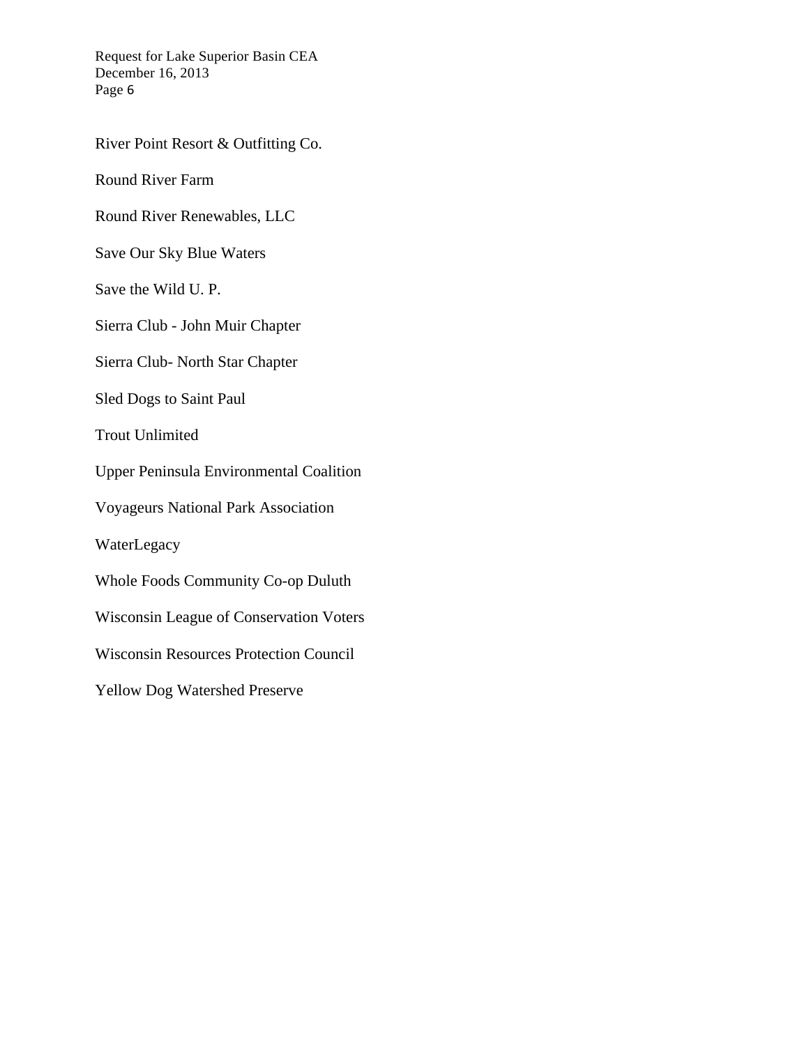River Point Resort & Outfitting Co.

Round River Farm

Round River Renewables, LLC

Save Our Sky Blue Waters

Save the Wild U. P.

Sierra Club - John Muir Chapter

Sierra Club- North Star Chapter

Sled Dogs to Saint Paul

Trout Unlimited

Upper Peninsula Environmental Coalition

Voyageurs National Park Association

WaterLegacy

Whole Foods Community Co-op Duluth

Wisconsin League of Conservation Voters

Wisconsin Resources Protection Council

Yellow Dog Watershed Preserve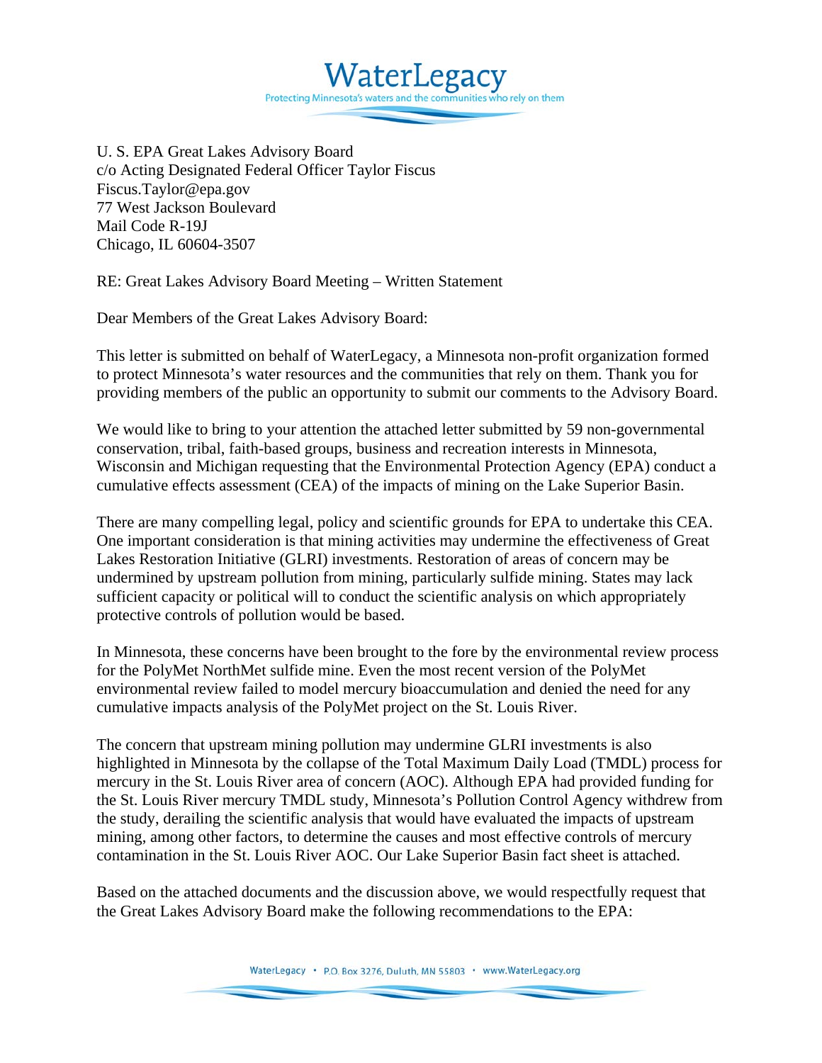# WaterLegacy

Protecting Minnesota's waters and the communities who rely on them

U. S. EPA Great Lakes Advisory Board
c/o Acting Designated Federal Officer Taylor Fiscus
Fiscus.Taylor@epa.gov
77 West Jackson Boulevard
Mail Code R-19J
Chicago, IL 60604-3507

RE: Great Lakes Advisory Board Meeting – Written Statement

Dear Members of the Great Lakes Advisory Board:

This letter is submitted on behalf of WaterLegacy, a Minnesota non-profit organization formed to protect Minnesota's water resources and the communities that rely on them. Thank you for providing members of the public an opportunity to submit our comments to the Advisory Board.

We would like to bring to your attention the attached letter submitted by 59 non-governmental conservation, tribal, faith-based groups, business and recreation interests in Minnesota, Wisconsin and Michigan requesting that the Environmental Protection Agency (EPA) conduct a cumulative effects assessment (CEA) of the impacts of mining on the Lake Superior Basin.

There are many compelling legal, policy and scientific grounds for EPA to undertake this CEA. One important consideration is that mining activities may undermine the effectiveness of Great Lakes Restoration Initiative (GLRI) investments. Restoration of areas of concern may be undermined by upstream pollution from mining, particularly sulfide mining. States may lack sufficient capacity or political will to conduct the scientific analysis on which appropriately protective controls of pollution would be based.

In Minnesota, these concerns have been brought to the fore by the environmental review process for the PolyMet NorthMet sulfide mine. Even the most recent version of the PolyMet environmental review failed to model mercury bioaccumulation and denied the need for any cumulative impacts analysis of the PolyMet project on the St. Louis River.

The concern that upstream mining pollution may undermine GLRI investments is also highlighted in Minnesota by the collapse of the Total Maximum Daily Load (TMDL) process for mercury in the St. Louis River area of concern (AOC). Although EPA had provided funding for the St. Louis River mercury TMDL study, Minnesota's Pollution Control Agency withdrew from the study, derailing the scientific analysis that would have evaluated the impacts of upstream mining, among other factors, to determine the causes and most effective controls of mercury contamination in the St. Louis River AOC. Our Lake Superior Basin fact sheet is attached.

Based on the attached documents and the discussion above, we would respectfully request that the Great Lakes Advisory Board make the following recommendations to the EPA: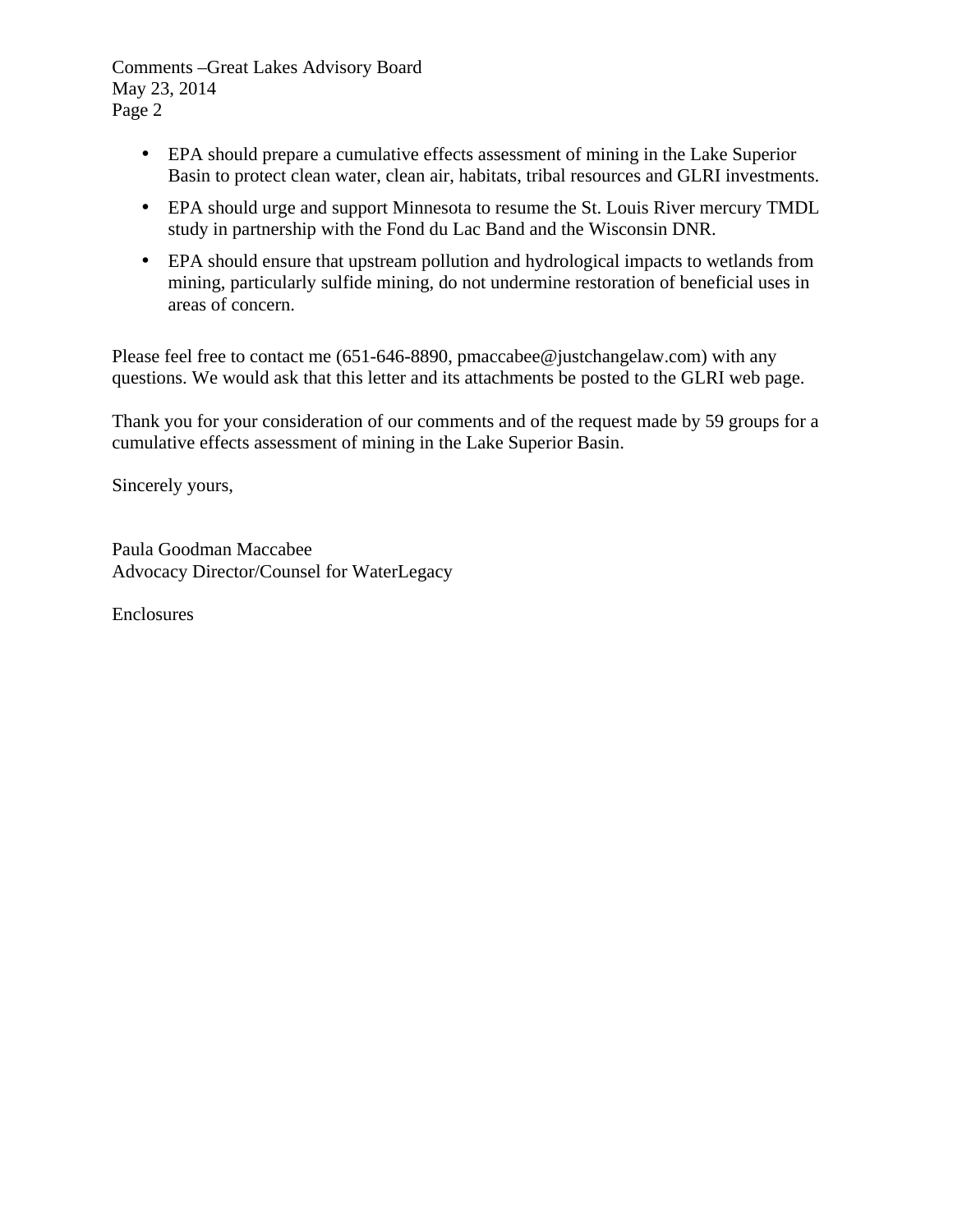- EPA should prepare a cumulative effects assessment of mining in the Lake Superior Basin to protect clean water, clean air, habitats, tribal resources and GLRI investments.
- EPA should urge and support Minnesota to resume the St. Louis River mercury TMDL study in partnership with the Fond du Lac Band and the Wisconsin DNR.
- EPA should ensure that upstream pollution and hydrological impacts to wetlands from mining, particularly sulfide mining, do not undermine restoration of beneficial uses in areas of concern.

Please feel free to contact me (651-646-8890, pmaccabee@justchangelaw.com) with any questions. We would ask that this letter and its attachments be posted to the GLRI web page.

Thank you for your consideration of our comments and of the request made by 59 groups for a cumulative effects assessment of mining in the Lake Superior Basin.

Sincerely yours,

Paula Goodman Maccabee
Advocacy Director/Counsel for WaterLegacy

Enclosures